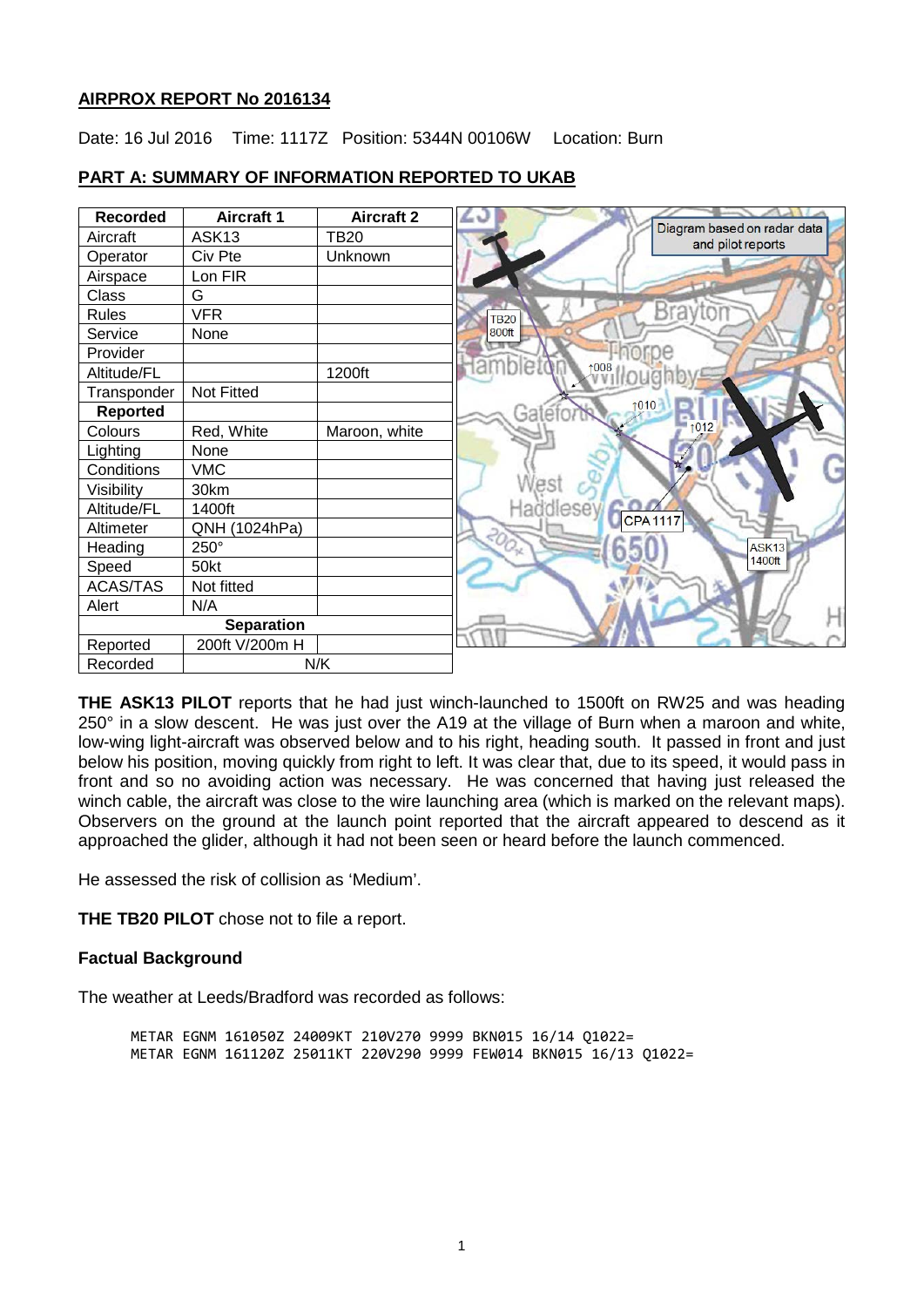## AIRPROX REPORT No 2016134

Date: 16 Jul 2016 Time: 1117Z Position: 5344N 00106W Location: Burn

### PART A: SUMMARY OF INFORMATION REPORTED TO UKAB

| Recorded | Aircraft 1 | Aircraft 2 |
|---|---|---|
| Aircraft | ASK13 | TB20 |
| Operator | Civ Pte | Unknown |
| Airspace | Lon FIR | |
| Class | G | |
| Rules | VFR | |
| Service | None | |
| Provider | | |
| Altitude/FL | | 1200ft |
| Transponder | Not Fitted | |
| **Reported** | | |
| Colours | Red, White | Maroon, white |
| Lighting | None | |
| Conditions | VMC | |
| Visibility | 30km | |
| Altitude/FL | 1400ft | |
| Altimeter | QNH (1024hPa) | |
| Heading | 250° | |
| Speed | 50kt | |
| ACAS/TAS | Not fitted | |
| Alert | N/A | |
| **Separation** | | |
| Reported | 200ft V/200m H | |
| Recorded | N/K | |

**THE ASK13 PILOT** reports that he had just winch-launched to 1500ft on RW25 and was heading 250° in a slow descent. He was just over the A19 at the village of Burn when a maroon and white, low-wing light-aircraft was observed below and to his right, heading south. It passed in front and just below his position, moving quickly from right to left. It was clear that, due to its speed, it would pass in front and so no avoiding action was necessary. He was concerned that having just released the winch cable, the aircraft was close to the wire launching area (which is marked on the relevant maps). Observers on the ground at the launch point reported that the aircraft appeared to descend as it approached the glider, although it had not been seen or heard before the launch commenced.

He assessed the risk of collision as 'Medium'.

**THE TB20 PILOT** chose not to file a report.

### Factual Background

The weather at Leeds/Bradford was recorded as follows:

```
METAR EGNM 161050Z 24009KT 210V270 9999 BKN015 16/14 Q1022=
METAR EGNM 161120Z 25011KT 220V290 9999 FEW014 BKN015 16/13 Q1022=
```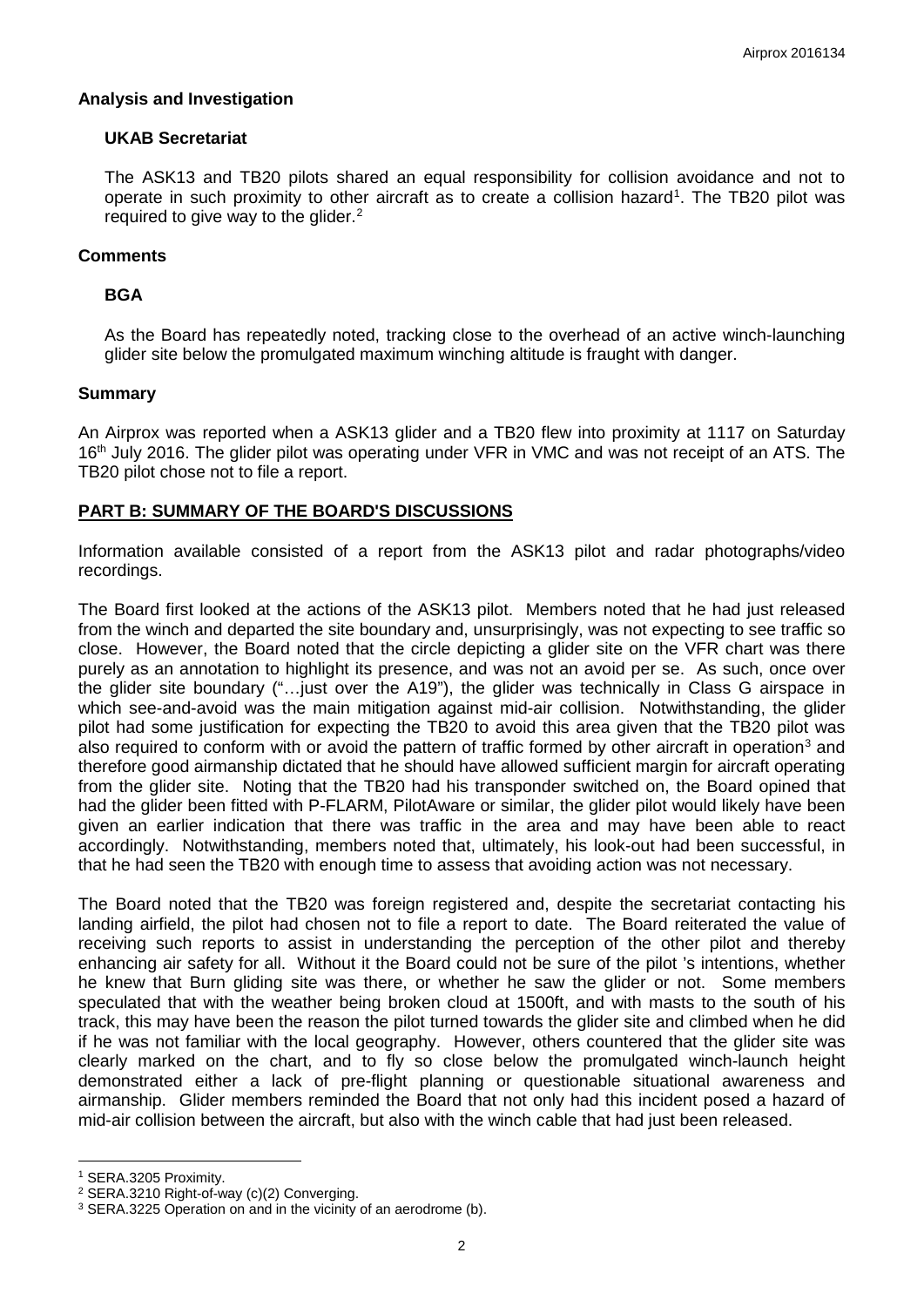### Analysis and Investigation

#### UKAB Secretariat

The ASK13 and TB20 pilots shared an equal responsibility for collision avoidance and not to operate in such proximity to other aircraft as to create a collision hazard[1]. The TB20 pilot was required to give way to the glider.[2]

### Comments

#### BGA

As the Board has repeatedly noted, tracking close to the overhead of an active winch-launching glider site below the promulgated maximum winching altitude is fraught with danger.

### Summary

An Airprox was reported when a ASK13 glider and a TB20 flew into proximity at 1117 on Saturday 16th July 2016. The glider pilot was operating under VFR in VMC and was not receipt of an ATS. The TB20 pilot chose not to file a report.

## PART B: SUMMARY OF THE BOARD'S DISCUSSIONS

Information available consisted of a report from the ASK13 pilot and radar photographs/video recordings.

The Board first looked at the actions of the ASK13 pilot. Members noted that he had just released from the winch and departed the site boundary and, unsurprisingly, was not expecting to see traffic so close. However, the Board noted that the circle depicting a glider site on the VFR chart was there purely as an annotation to highlight its presence, and was not an avoid per se. As such, once over the glider site boundary ("…just over the A19"), the glider was technically in Class G airspace in which see-and-avoid was the main mitigation against mid-air collision. Notwithstanding, the glider pilot had some justification for expecting the TB20 to avoid this area given that the TB20 pilot was also required to conform with or avoid the pattern of traffic formed by other aircraft in operation[3] and therefore good airmanship dictated that he should have allowed sufficient margin for aircraft operating from the glider site. Noting that the TB20 had his transponder switched on, the Board opined that had the glider been fitted with P-FLARM, PilotAware or similar, the glider pilot would likely have been given an earlier indication that there was traffic in the area and may have been able to react accordingly. Notwithstanding, members noted that, ultimately, his look-out had been successful, in that he had seen the TB20 with enough time to assess that avoiding action was not necessary.

The Board noted that the TB20 was foreign registered and, despite the secretariat contacting his landing airfield, the pilot had chosen not to file a report to date. The Board reiterated the value of receiving such reports to assist in understanding the perception of the other pilot and thereby enhancing air safety for all. Without it the Board could not be sure of the pilot 's intentions, whether he knew that Burn gliding site was there, or whether he saw the glider or not. Some members speculated that with the weather being broken cloud at 1500ft, and with masts to the south of his track, this may have been the reason the pilot turned towards the glider site and climbed when he did if he was not familiar with the local geography. However, others countered that the glider site was clearly marked on the chart, and to fly so close below the promulgated winch-launch height demonstrated either a lack of pre-flight planning or questionable situational awareness and airmanship. Glider members reminded the Board that not only had this incident posed a hazard of mid-air collision between the aircraft, but also with the winch cable that had just been released.

---

[1] SERA.3205 Proximity.

[2] SERA.3210 Right-of-way (c)(2) Converging.

[3] SERA.3225 Operation on and in the vicinity of an aerodrome (b).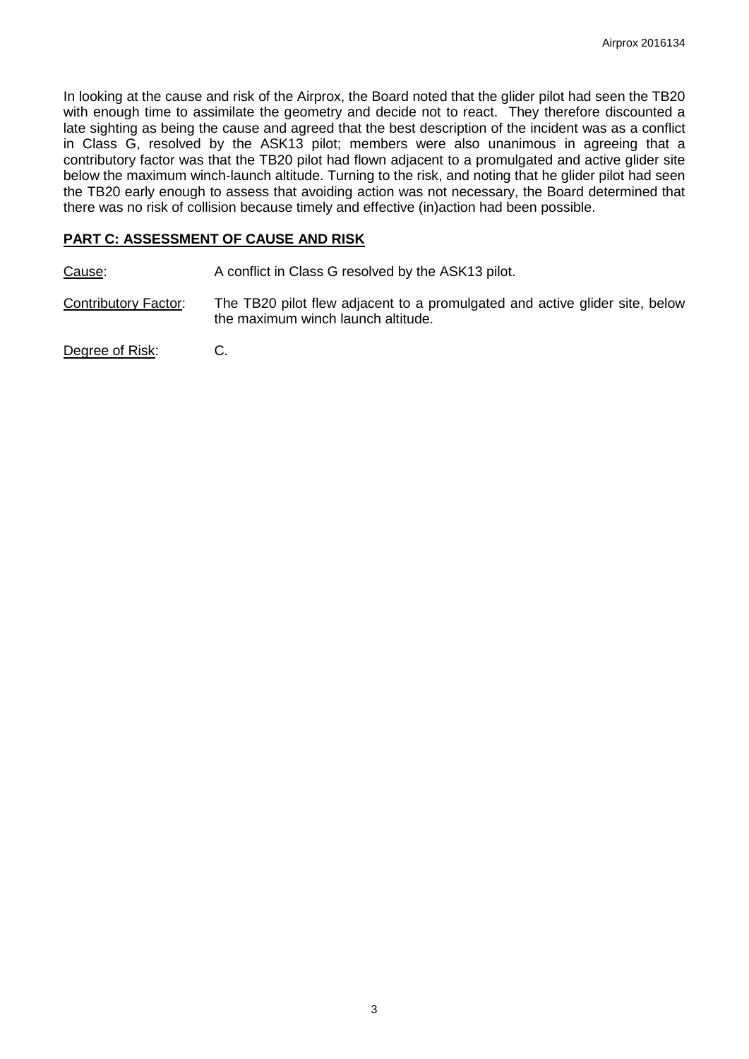In looking at the cause and risk of the Airprox, the Board noted that the glider pilot had seen the TB20 with enough time to assimilate the geometry and decide not to react. They therefore discounted a late sighting as being the cause and agreed that the best description of the incident was as a conflict in Class G, resolved by the ASK13 pilot; members were also unanimous in agreeing that a contributory factor was that the TB20 pilot had flown adjacent to a promulgated and active glider site below the maximum winch-launch altitude. Turning to the risk, and noting that he glider pilot had seen the TB20 early enough to assess that avoiding action was not necessary, the Board determined that there was no risk of collision because timely and effective (in)action had been possible.

## PART C: ASSESSMENT OF CAUSE AND RISK

Cause: A conflict in Class G resolved by the ASK13 pilot.

Contributory Factor: The TB20 pilot flew adjacent to a promulgated and active glider site, below the maximum winch launch altitude.

Degree of Risk: C.